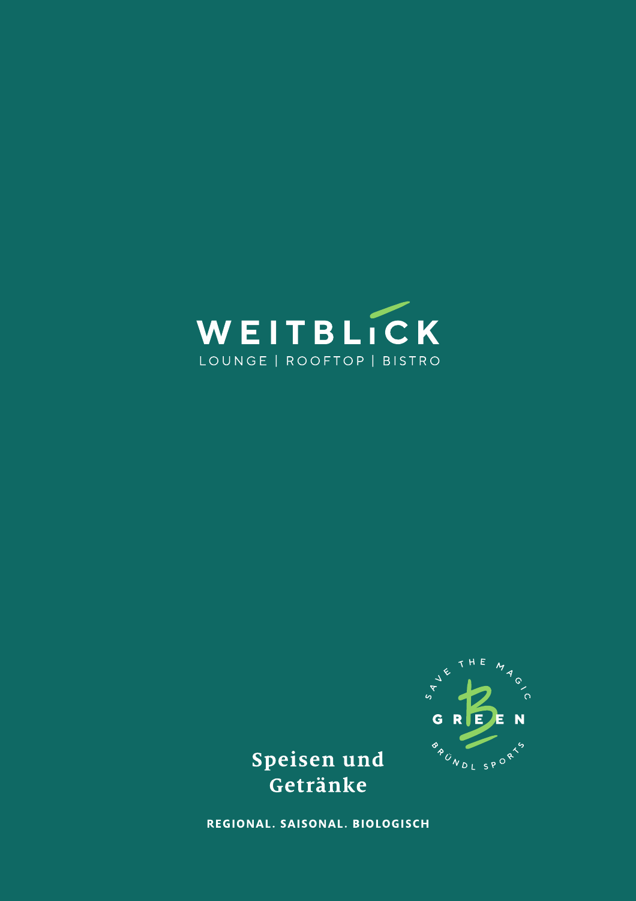# WEITBLICK

LOUNGE | ROOFTOP | BISTRO

SAVE THE MAGIC

GREEN

BRÜNDL SPORTS

## Speisen und Getränke

**REGIONAL. SAISONAL. BIOLOGISCH**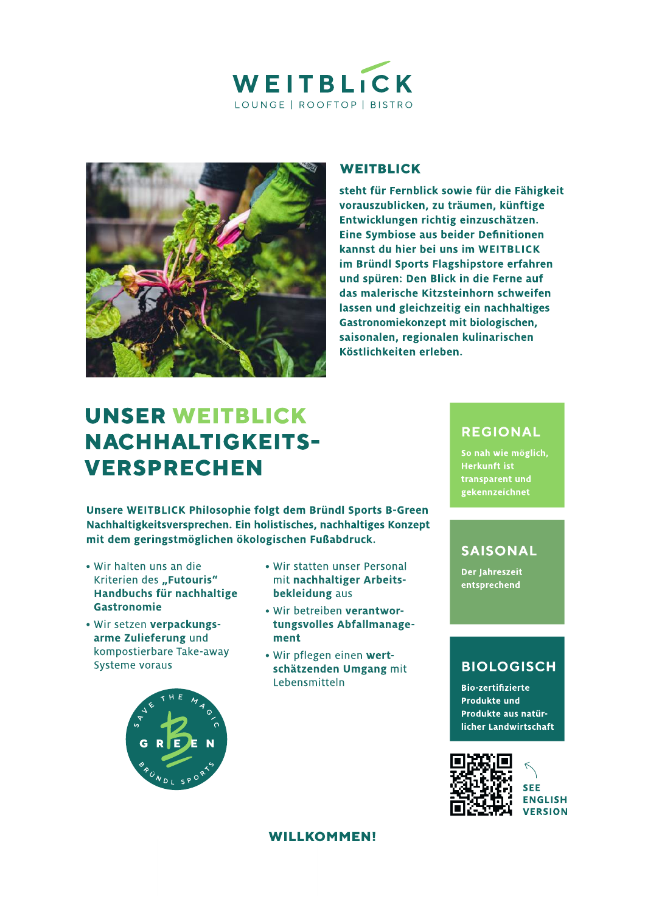# WEITBLICK

LOUNGE | ROOFTOP | BISTRO

## WEITBLICK

**steht für Fernblick sowie für die Fähigkeit vorauszublicken, zu träumen, künftige Entwicklungen richtig einzuschätzen. Eine Symbiose aus beider Definitionen kannst du hier bei uns im WEITBLICK im Bründl Sports Flagshipstore erfahren und spüren: Den Blick in die Ferne auf das malerische Kitzsteinhorn schweifen lassen und gleichzeitig ein nachhaltiges Gastronomiekonzept mit biologischen, saisonalen, regionalen kulinarischen Köstlichkeiten erleben.**

## UNSER WEITBLICK NACHHALTIGKEITS-VERSPRECHEN

**Unsere WEITBLICK Philosophie folgt dem Bründl Sports B-Green Nachhaltigkeitsversprechen. Ein holistisches, nachhaltiges Konzept mit dem geringstmöglichen ökologischen Fußabdruck.**

- Wir halten uns an die Kriterien des **„Futouris" Handbuchs für nachhaltige Gastronomie**
- Wir setzen **verpackungsarme Zulieferung** und kompostierbare Take-away Systeme voraus
- Wir statten unser Personal mit **nachhaltiger Arbeitsbekleidung** aus
- Wir betreiben **verantwortungsvolles Abfallmanagement**
- Wir pflegen einen **wertschätzenden Umgang** mit Lebensmitteln

SAVE THE MAGIC GREEN BRÜNDL SPORTS

### REGIONAL

So nah wie möglich, Herkunft ist transparent und gekennzeichnet

### SAISONAL

Der Jahreszeit entsprechend

### BIOLOGISCH

Bio-zertifizierte Produkte und Produkte aus natürlicher Landwirtschaft

SEE ENGLISH VERSION

**WILLKOMMEN!**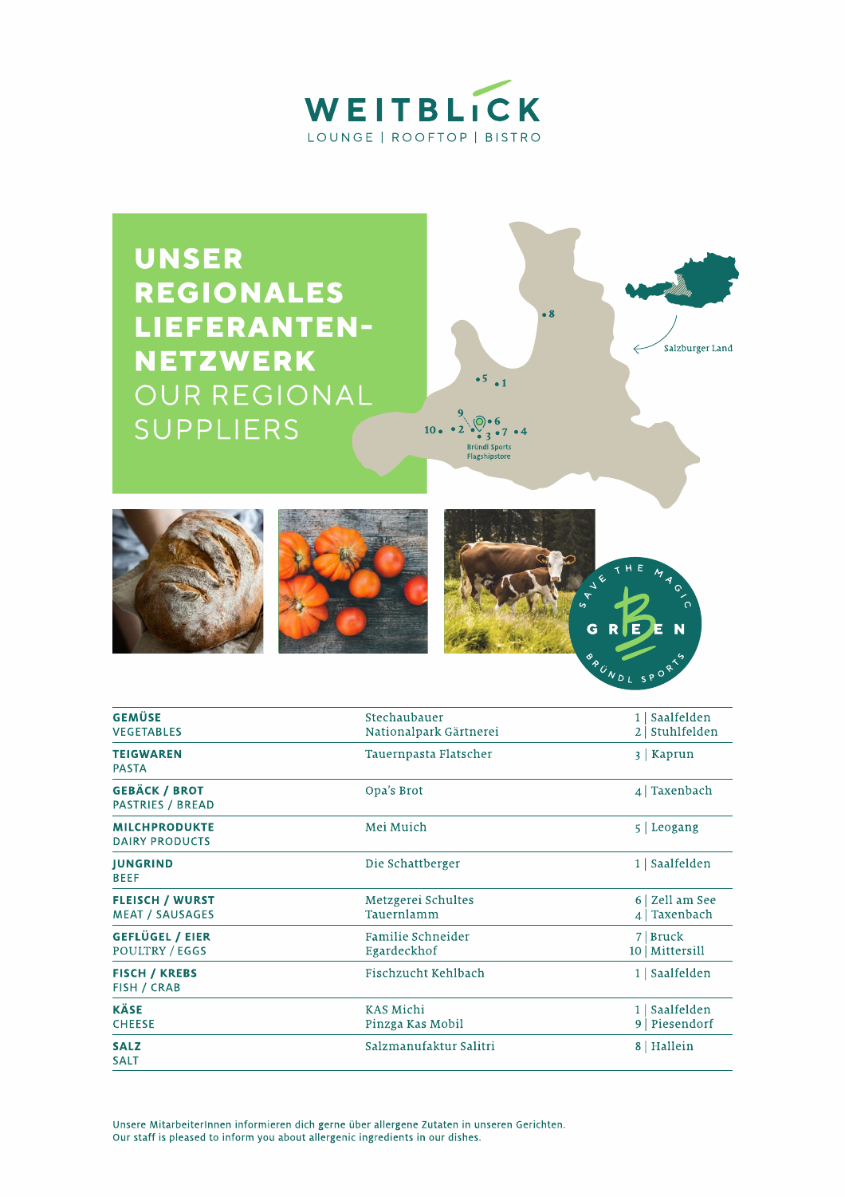# WEITBLICK

LOUNGE | ROOFTOP | BISTRO

## UNSER REGIONALES LIEFERANTEN-NETZWERK

## OUR REGIONAL SUPPLIERS

Salzburger Land

Bründl Sports Flagshipstore

SAVE THE MAGIC GREEN – BRÜNDL SPORTS

| | | |
|---|---|---|
| **GEMÜSE**<br>VEGETABLES | Stechaubauer<br>Nationalpark Gärtnerei | 1 \| Saalfelden<br>2 \| Stuhlfelden |
| **TEIGWAREN**<br>PASTA | Tauernpasta Flatscher | 3 \| Kaprun |
| **GEBÄCK / BROT**<br>PASTRIES / BREAD | Opa's Brot | 4 \| Taxenbach |
| **MILCHPRODUKTE**<br>DAIRY PRODUCTS | Mei Muich | 5 \| Leogang |
| **JUNGRIND**<br>BEEF | Die Schattberger | 1 \| Saalfelden |
| **FLEISCH / WURST**<br>MEAT / SAUSAGES | Metzgerei Schultes<br>Tauernlamm | 6 \| Zell am See<br>4 \| Taxenbach |
| **GEFLÜGEL / EIER**<br>POULTRY / EGGS | Familie Schneider<br>Egardeckhof | 7 \| Bruck<br>10 \| Mittersill |
| **FISCH / KREBS**<br>FISH / CRAB | Fischzucht Kehlbach | 1 \| Saalfelden |
| **KÄSE**<br>CHEESE | KAS Michi<br>Pinzga Kas Mobil | 1 \| Saalfelden<br>9 \| Piesendorf |
| **SALZ**<br>SALT | Salzmanufaktur Salitri | 8 \| Hallein |

Unsere MitarbeiterInnen informieren dich gerne über allergene Zutaten in unseren Gerichten.
Our staff is pleased to inform you about allergenic ingredients in our dishes.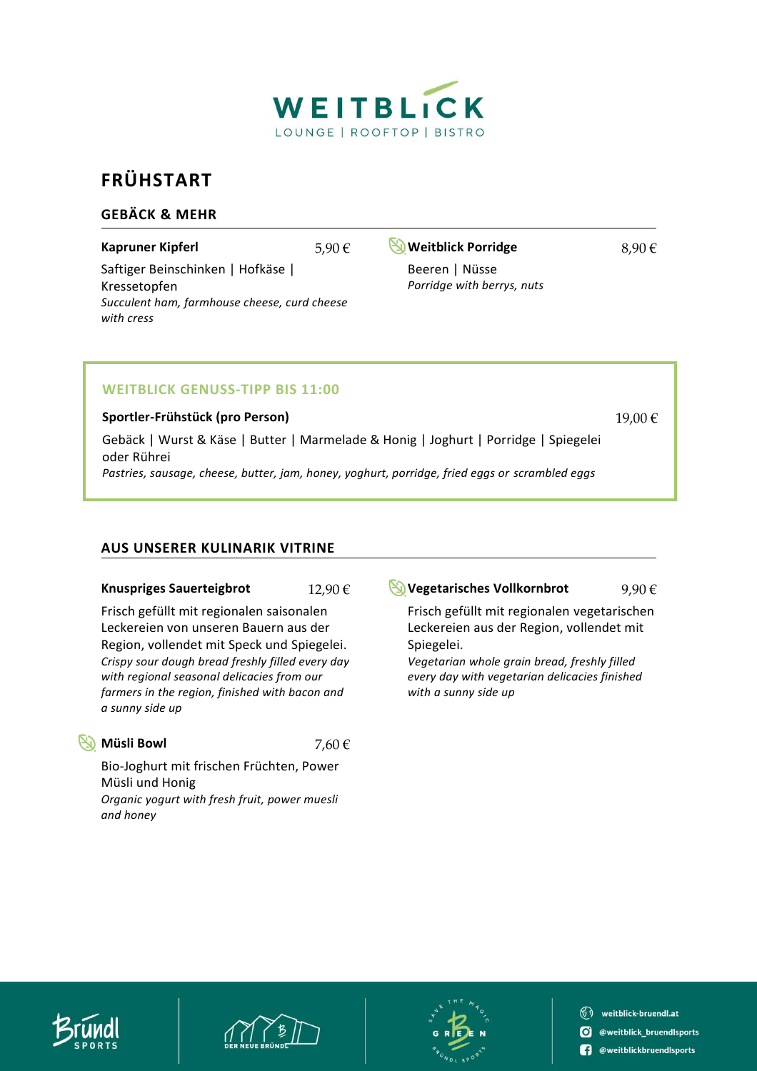# WEITBLICK

LOUNGE | ROOFTOP | BISTRO

## FRÜHSTART

### GEBÄCK & MEHR

**Kapruner Kipferl** 5,90 €

Saftiger Beinschinken | Hofkäse | Kressetopfen
*Succulent ham, farmhouse cheese, curd cheese with cress*

**Weitblick Porridge** 8,90 €

Beeren | Nüsse
*Porridge with berrys, nuts*

### WEITBLICK GENUSS-TIPP BIS 11:00

**Sportler-Frühstück (pro Person)** 19,00 €

Gebäck | Wurst & Käse | Butter | Marmelade & Honig | Joghurt | Porridge | Spiegelei oder Rührei
*Pastries, sausage, cheese, butter, jam, honey, yoghurt, porridge, fried eggs or scrambled eggs*

### AUS UNSERER KULINARIK VITRINE

**Knuspriges Sauerteigbrot** 12,90 €

Frisch gefüllt mit regionalen saisonalen Leckereien von unseren Bauern aus der Region, vollendet mit Speck und Spiegelei.
*Crispy sour dough bread freshly filled every day with regional seasonal delicacies from our farmers in the region, finished with bacon and a sunny side up*

**Vegetarisches Vollkornbrot** 9,90 €

Frisch gefüllt mit regionalen vegetarischen Leckereien aus der Region, vollendet mit Spiegelei.
*Vegetarian whole grain bread, freshly filled every day with vegetarian delicacies finished with a sunny side up*

**Müsli Bowl** 7,60 €

Bio-Joghurt mit frischen Früchten, Power Müsli und Honig
*Organic yogurt with fresh fruit, power muesli and honey*

weitblick-bruendl.at
@weitblick_bruendlsports
@weitblickbruendlsports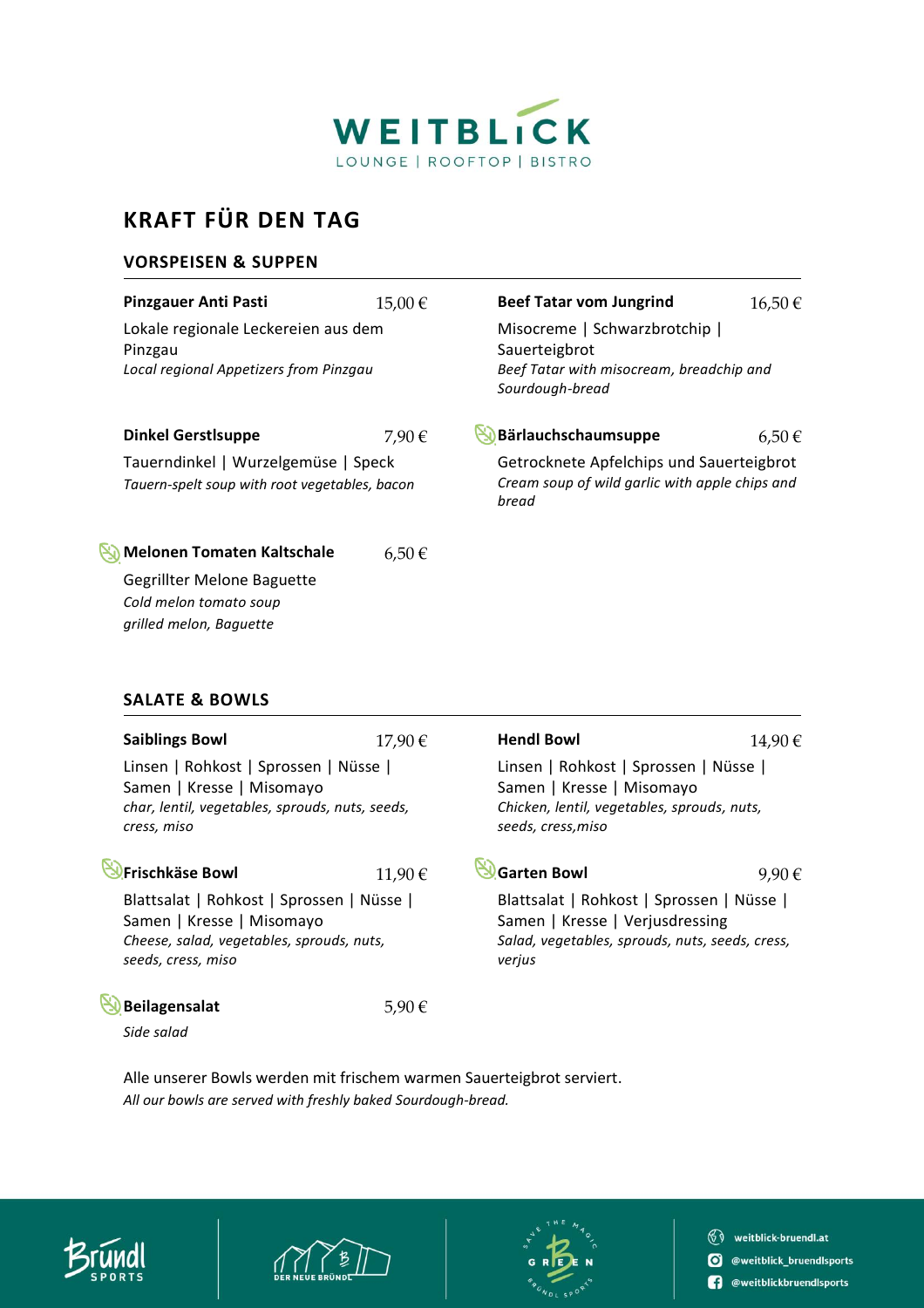# WEITBLICK

LOUNGE | ROOFTOP | BISTRO

## KRAFT FÜR DEN TAG

### VORSPEISEN & SUPPEN

**Pinzgauer Anti Pasti** 15,00 €

Lokale regionale Leckereien aus dem Pinzgau
*Local regional Appetizers from Pinzgau*

**Beef Tatar vom Jungrind** 16,50 €

Misocreme | Schwarzbrotchip | Sauerteigbrot
*Beef Tatar with misocream, breadchip and Sourdough-bread*

**Dinkel Gerstlsuppe** 7,90 €

Tauerndinkel | Wurzelgemüse | Speck
*Tauern-spelt soup with root vegetables, bacon*

**Bärlauchschaumsuppe** 6,50 €

Getrocknete Apfelchips und Sauerteigbrot
*Cream soup of wild garlic with apple chips and bread*

**Melonen Tomaten Kaltschale** 6,50 €

Gegrillter Melone Baguette
*Cold melon tomato soup*
*grilled melon, Baguette*

### SALATE & BOWLS

**Saiblings Bowl** 17,90 €

Linsen | Rohkost | Sprossen | Nüsse | Samen | Kresse | Misomayo
*char, lentil, vegetables, sprouds, nuts, seeds, cress, miso*

**Hendl Bowl** 14,90 €

Linsen | Rohkost | Sprossen | Nüsse | Samen | Kresse | Misomayo
*Chicken, lentil, vegetables, sprouds, nuts, seeds, cress,miso*

**Frischkäse Bowl** 11,90 €

Blattsalat | Rohkost | Sprossen | Nüsse | Samen | Kresse | Misomayo
*Cheese, salad, vegetables, sprouds, nuts, seeds, cress, miso*

**Garten Bowl** 9,90 €

Blattsalat | Rohkost | Sprossen | Nüsse | Samen | Kresse | Verjusdressing
*Salad, vegetables, sprouds, nuts, seeds, cress, verjus*

**Beilagensalat** 5,90 €

*Side salad*

Alle unserer Bowls werden mit frischem warmen Sauerteigbrot serviert.
*All our bowls are served with freshly baked Sourdough-bread.*

weitblick-bruendl.at
@weitblick_bruendlsports
@weitblickbruendlsports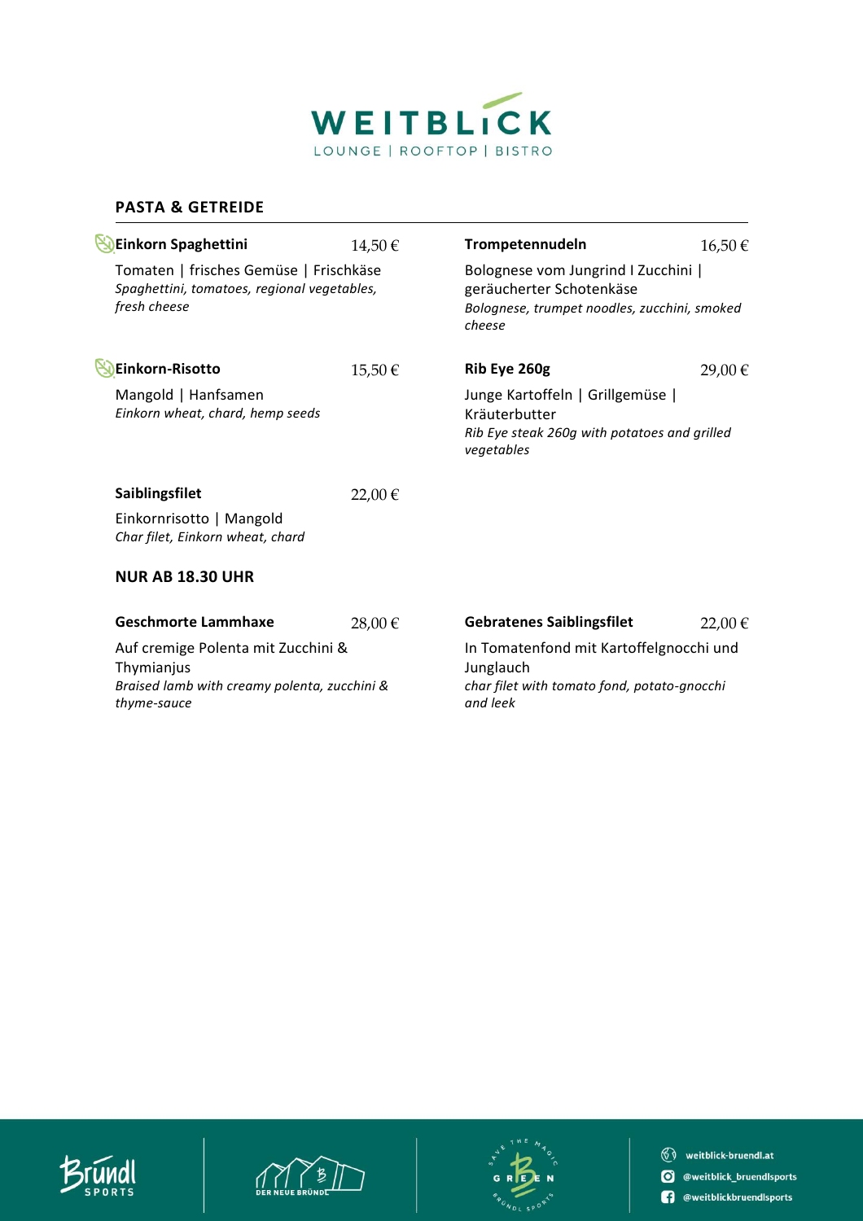# WEITBLICK

LOUNGE | ROOFTOP | BISTRO

## PASTA & GETREIDE

**Einkorn Spaghettini** 14,50 €

Tomaten | frisches Gemüse | Frischkäse
*Spaghettini, tomatoes, regional vegetables, fresh cheese*

**Einkorn-Risotto** 15,50 €

Mangold | Hanfsamen
*Einkorn wheat, chard, hemp seeds*

**Saiblingsfilet** 22,00 €

Einkornrisotto | Mangold
*Char filet, Einkorn wheat, chard*

**Trompetennudeln** 16,50 €

Bolognese vom Jungrind I Zucchini | geräucherter Schotenkäse
*Bolognese, trumpet noodles, zucchini, smoked cheese*

**Rib Eye 260g** 29,00 €

Junge Kartoffeln | Grillgemüse | Kräuterbutter
*Rib Eye steak 260g with potatoes and grilled vegetables*

## NUR AB 18.30 UHR

**Geschmorte Lammhaxe** 28,00 €

Auf cremige Polenta mit Zucchini & Thymianjus
*Braised lamb with creamy polenta, zucchini & thyme-sauce*

**Gebratenes Saiblingsfilet** 22,00 €

In Tomatenfond mit Kartoffelgnocchi und Junglauch
*char filet with tomato fond, potato-gnocchi and leek*

weitblick-bruendl.at
@weitblick_bruendlsports
@weitblickbruendlsports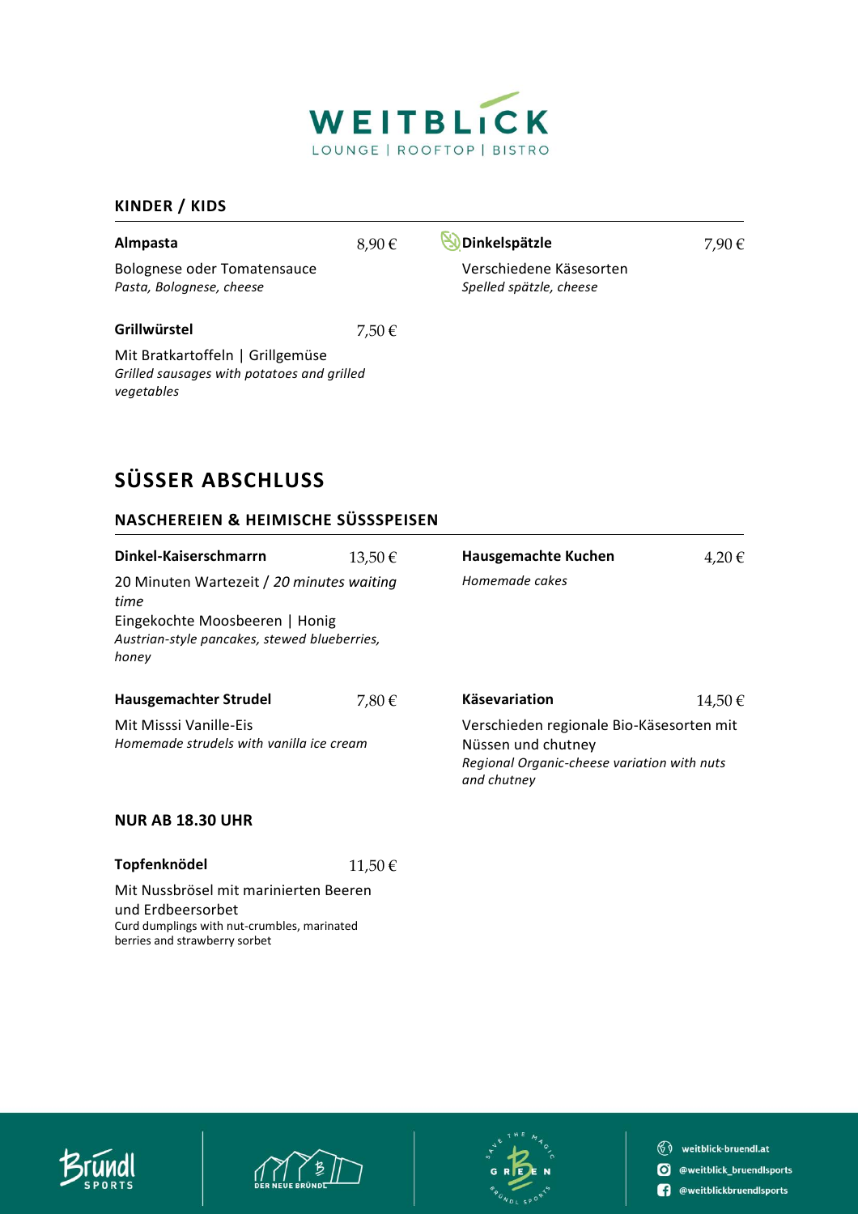# WEITBLICK

LOUNGE | ROOFTOP | BISTRO

## KINDER / KIDS

**Almpasta** 8,90 €

Bolognese oder Tomatensauce
*Pasta, Bolognese, cheese*

**Grillwürstel** 7,50 €

Mit Bratkartoffeln | Grillgemüse
*Grilled sausages with potatoes and grilled vegetables*

**Dinkelspätzle** 7,90 €

Verschiedene Käsesorten
*Spelled spätzle, cheese*

# SÜSSER ABSCHLUSS

## NASCHEREIEN & HEIMISCHE SÜSSSPEISEN

**Dinkel-Kaiserschmarrn** 13,50 €

20 Minuten Wartezeit / *20 minutes waiting time*
Eingekochte Moosbeeren | Honig
*Austrian-style pancakes, stewed blueberries, honey*

**Hausgemachter Strudel** 7,80 €

Mit Misssi Vanille-Eis
*Homemade strudels with vanilla ice cream*

**Hausgemachte Kuchen** 4,20 €

*Homemade cakes*

**Käsevariation** 14,50 €

Verschieden regionale Bio-Käsesorten mit Nüssen und chutney
*Regional Organic-cheese variation with nuts and chutney*

## NUR AB 18.30 UHR

**Topfenknödel** 11,50 €

Mit Nussbrösel mit marinierten Beeren und Erdbeersorbet
Curd dumplings with nut-crumbles, marinated berries and strawberry sorbet

Bründl SPORTS | DER NEUE BRÜNDL | SAVE THE MAGIC GREEN BRÜNDL SPORTS

weitblick-bruendl.at
@weitblick_bruendlsports
@weitblickbruendlsports